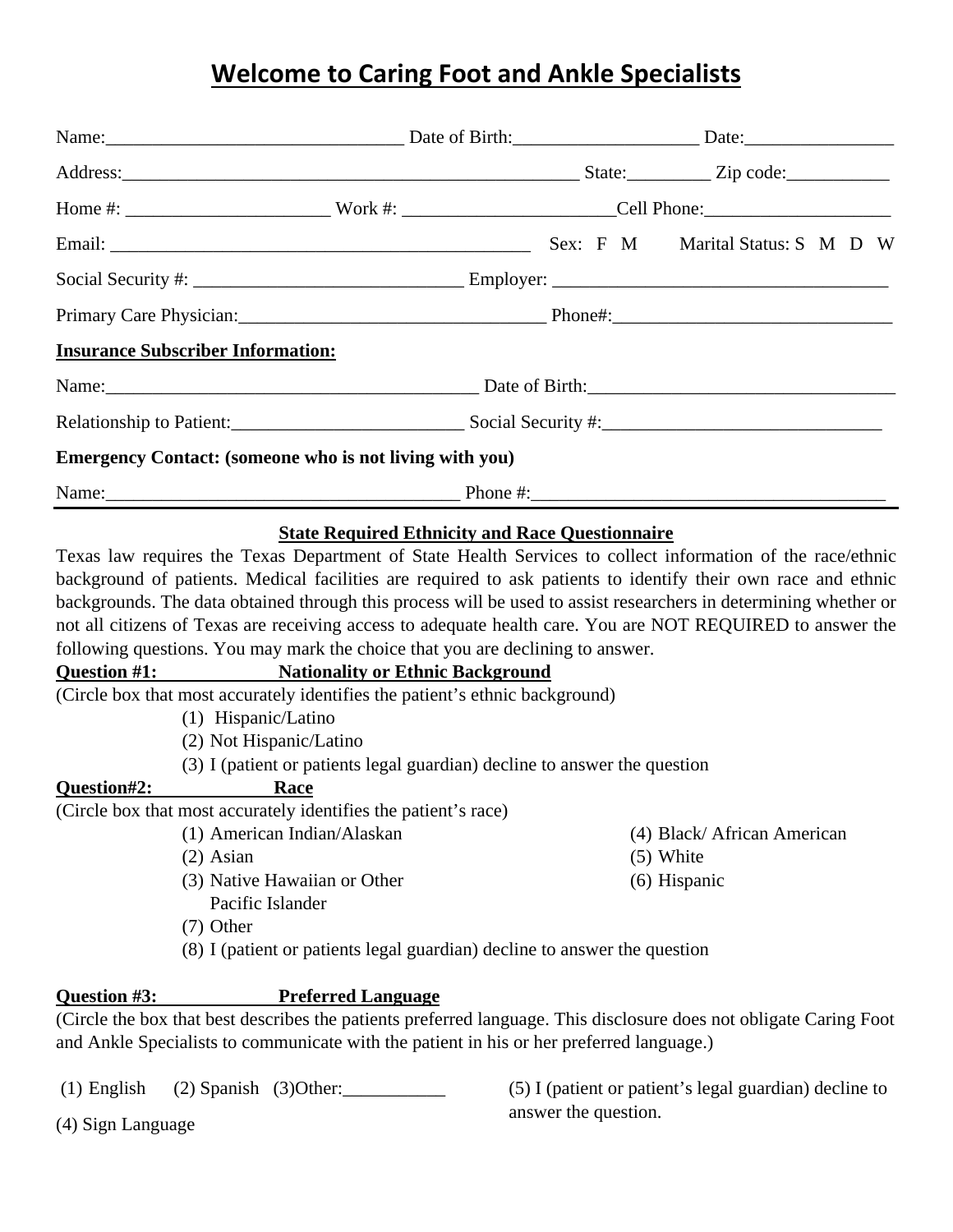# Welcome to Caring Foot and Ankle Specialists

Name:_______________________________ Date of Birth:___________________ Date:________________

Address:________________________________________________ State:_________ Zip code:___________

Home #: _____________________ Work #: ______________________Cell Phone:____________________

Email: ____________________________________________ Sex: F M Marital Status: S M D W

Social Security #: ____________________________ Employer: ___________________________________

Primary Care Physician:________________________________ Phone#:______________________________

**Insurance Subscriber Information:**

Name:______________________________________ Date of Birth:_________________________________

Relationship to Patient:________________________ Social Security #:_____________________________

**Emergency Contact: (someone who is not living with you)**

Name:_____________________________________ Phone #:_____________________________________

---

**State Required Ethnicity and Race Questionnaire**

Texas law requires the Texas Department of State Health Services to collect information of the race/ethnic background of patients. Medical facilities are required to ask patients to identify their own race and ethnic backgrounds. The data obtained through this process will be used to assist researchers in determining whether or not all citizens of Texas are receiving access to adequate health care. You are NOT REQUIRED to answer the following questions. You may mark the choice that you are declining to answer.

**Question #1: Nationality or Ethnic Background**

(Circle box that most accurately identifies the patient's ethnic background)

(1) Hispanic/Latino
(2) Not Hispanic/Latino
(3) I (patient or patients legal guardian) decline to answer the question

**Question#2: Race**

(Circle box that most accurately identifies the patient's race)

(1) American Indian/Alaskan
(2) Asian
(3) Native Hawaiian or Other Pacific Islander
(4) Black/ African American
(5) White
(6) Hispanic
(7) Other
(8) I (patient or patients legal guardian) decline to answer the question

**Question #3: Preferred Language**

(Circle the box that best describes the patients preferred language. This disclosure does not obligate Caring Foot and Ankle Specialists to communicate with the patient in his or her preferred language.)

(1) English (2) Spanish (3)Other:___________
(4) Sign Language
(5) I (patient or patient's legal guardian) decline to answer the question.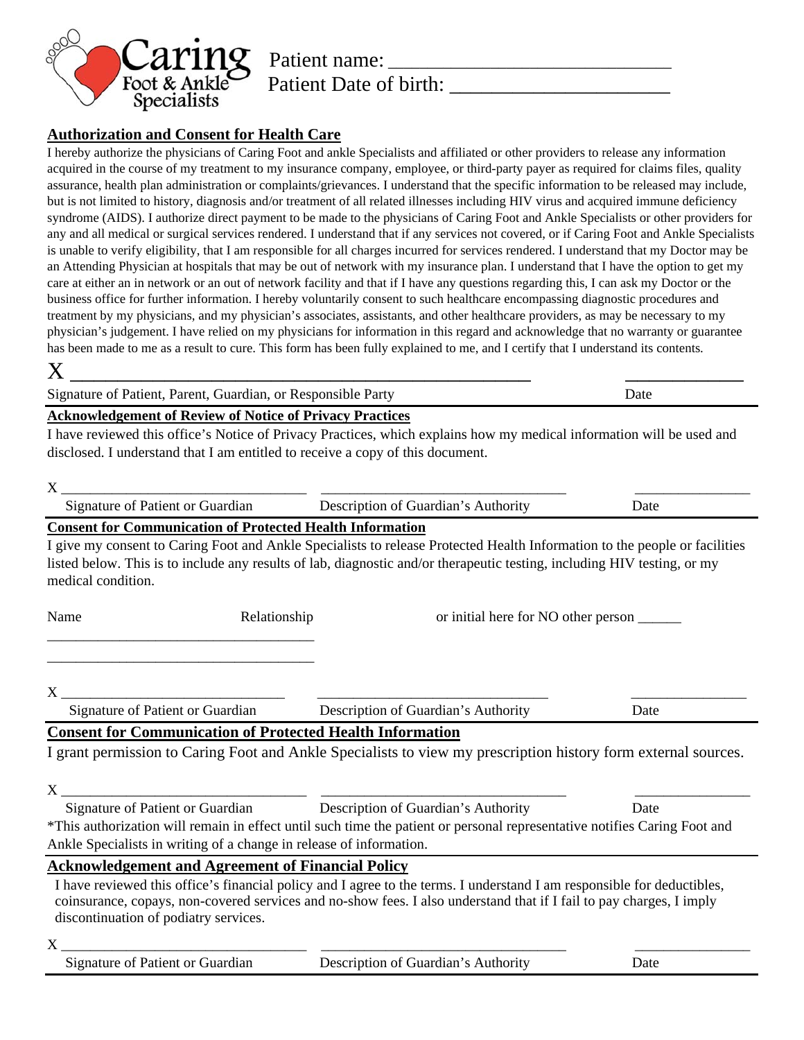Caring Foot & Ankle Specialists

Patient name: ____________________________

Patient Date of birth: _____________________

## Authorization and Consent for Health Care

I hereby authorize the physicians of Caring Foot and ankle Specialists and affiliated or other providers to release any information acquired in the course of my treatment to my insurance company, employee, or third-party payer as required for claims files, quality assurance, health plan administration or complaints/grievances. I understand that the specific information to be released may include, but is not limited to history, diagnosis and/or treatment of all related illnesses including HIV virus and acquired immune deficiency syndrome (AIDS). I authorize direct payment to be made to the physicians of Caring Foot and Ankle Specialists or other providers for any and all medical or surgical services rendered. I understand that if any services not covered, or if Caring Foot and Ankle Specialists is unable to verify eligibility, that I am responsible for all charges incurred for services rendered. I understand that my Doctor may be an Attending Physician at hospitals that may be out of network with my insurance plan. I understand that I have the option to get my care at either an in network or an out of network facility and that if I have any questions regarding this, I can ask my Doctor or the business office for further information. I hereby voluntarily consent to such healthcare encompassing diagnostic procedures and treatment by my physicians, and my physician's associates, assistants, and other healthcare providers, as may be necessary to my physician's judgement. I have relied on my physicians for information in this regard and acknowledge that no warranty or guarantee has been made to me as a result to cure. This form has been fully explained to me, and I certify that I understand its contents.

X _______________________________________________ _____________

Signature of Patient, Parent, Guardian, or Responsible Party Date

## Acknowledgement of Review of Notice of Privacy Practices

I have reviewed this office's Notice of Privacy Practices, which explains how my medical information will be used and disclosed. I understand that I am entitled to receive a copy of this document.

X ______________________________ ______________________________ ______________

Signature of Patient or Guardian Description of Guardian's Authority Date

## Consent for Communication of Protected Health Information

I give my consent to Caring Foot and Ankle Specialists to release Protected Health Information to the people or facilities listed below. This is to include any results of lab, diagnostic and/or therapeutic testing, including HIV testing, or my medical condition.

Name Relationship or initial here for NO other person ______

___________________________________

___________________________________

X ______________________________ ______________________________ ______________

Signature of Patient or Guardian Description of Guardian's Authority Date

## Consent for Communication of Protected Health Information

I grant permission to Caring Foot and Ankle Specialists to view my prescription history form external sources.

X ______________________________ ______________________________ ______________

Signature of Patient or Guardian Description of Guardian's Authority Date

*This authorization will remain in effect until such time the patient or personal representative notifies Caring Foot and Ankle Specialists in writing of a change in release of information.

## Acknowledgement and Agreement of Financial Policy

I have reviewed this office's financial policy and I agree to the terms. I understand I am responsible for deductibles, coinsurance, copays, non-covered services and no-show fees. I also understand that if I fail to pay charges, I imply discontinuation of podiatry services.

X ______________________________ ______________________________ ______________

Signature of Patient or Guardian Description of Guardian's Authority Date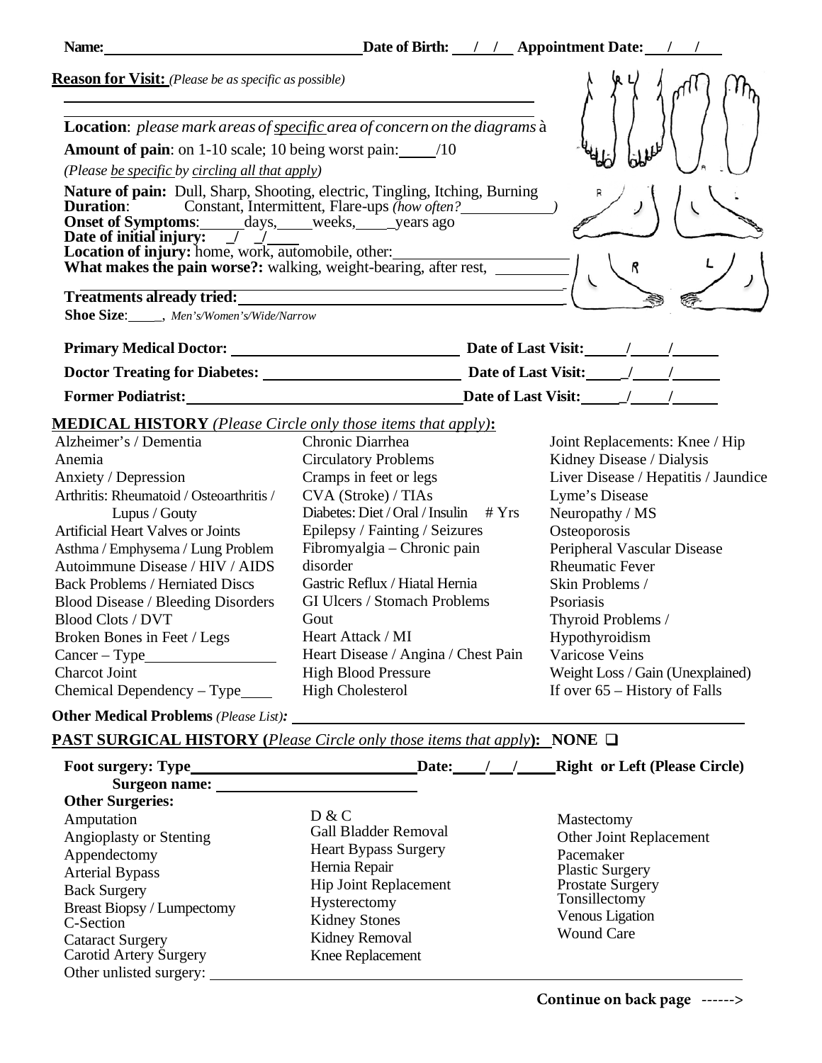**Name:** ________________________ **Date of Birth:** ___/___/___ **Appointment Date:** ___/___/___

**Reason for Visit:** *(Please be as specific as possible)*

_______________________________________________

_______________________________________________

**Location**: *please mark areas of specific area of concern on the diagrams* à

**Amount of pain**: on 1-10 scale; 10 being worst pain: _____/10

*(Please be specific by circling all that apply)*

**Nature of pain:** Dull, Sharp, Shooting, electric, Tingling, Itching, Burning

**Duration**: Constant, Intermittent, Flare-ups *(how often?* __________ *)*

**Onset of Symptoms**: _____days, _____weeks, _____years ago

**Date of initial injury:** ___/___/____

**Location of injury:** home, work, automobile, other: ____________________

**What makes the pain worse?:** walking, weight-bearing, after rest, __________

_______________________________________________

**Treatments already tried:** ____________________________________

**Shoe Size**: _____, *Men's/Women's/Wide/Narrow*

**Primary Medical Doctor:** ________________________ **Date of Last Visit:** _____/_____/_____

**Doctor Treating for Diabetes:** ________________________ **Date of Last Visit:** _____/_____/_____

**Former Podiatrist:** ________________________ **Date of Last Visit:** _____/_____/_____

## MEDICAL HISTORY *(Please Circle only those items that apply)*:

Alzheimer's / Dementia
Anemia
Anxiety / Depression
Arthritis: Rheumatoid / Osteoarthritis / Lupus / Gouty
Artificial Heart Valves or Joints
Asthma / Emphysema / Lung Problem
Autoimmune Disease / HIV / AIDS
Back Problems / Herniated Discs
Blood Disease / Bleeding Disorders
Blood Clots / DVT
Broken Bones in Feet / Legs
Cancer – Type ________________
Charcot Joint
Chemical Dependency – Type ____
Chronic Diarrhea
Circulatory Problems
Cramps in feet or legs
CVA (Stroke) / TIAs
Diabetes: Diet / Oral / Insulin # Yrs
Epilepsy / Fainting / Seizures
Fibromyalgia – Chronic pain disorder
Gastric Reflux / Hiatal Hernia
GI Ulcers / Stomach Problems
Gout
Heart Attack / MI
Heart Disease / Angina / Chest Pain
High Blood Pressure
High Cholesterol
Joint Replacements: Knee / Hip
Kidney Disease / Dialysis
Liver Disease / Hepatitis / Jaundice
Lyme's Disease
Neuropathy / MS
Osteoporosis
Peripheral Vascular Disease
Rheumatic Fever
Skin Problems / Psoriasis
Thyroid Problems / Hypothyroidism
Varicose Veins
Weight Loss / Gain (Unexplained)
If over 65 – History of Falls

**Other Medical Problems** *(Please List)*: ____________________________________

## PAST SURGICAL HISTORY (*Please Circle only those items that apply*): NONE ❑

**Foot surgery: Type** ________________________ **Date:** ___/___/_____ **Right or Left (Please Circle)**

**Surgeon name:** ________________________

**Other Surgeries:**

Amputation
Angioplasty or Stenting
Appendectomy
Arterial Bypass
Back Surgery
Breast Biopsy / Lumpectomy
C-Section
Cataract Surgery
Carotid Artery Surgery
D & C
Gall Bladder Removal
Heart Bypass Surgery
Hernia Repair
Hip Joint Replacement
Hysterectomy
Kidney Stones
Kidney Removal
Knee Replacement
Mastectomy
Other Joint Replacement
Pacemaker
Plastic Surgery
Prostate Surgery
Tonsillectomy
Venous Ligation
Wound Care

Other unlisted surgery: ____________________________________

**Continue on back page ------>**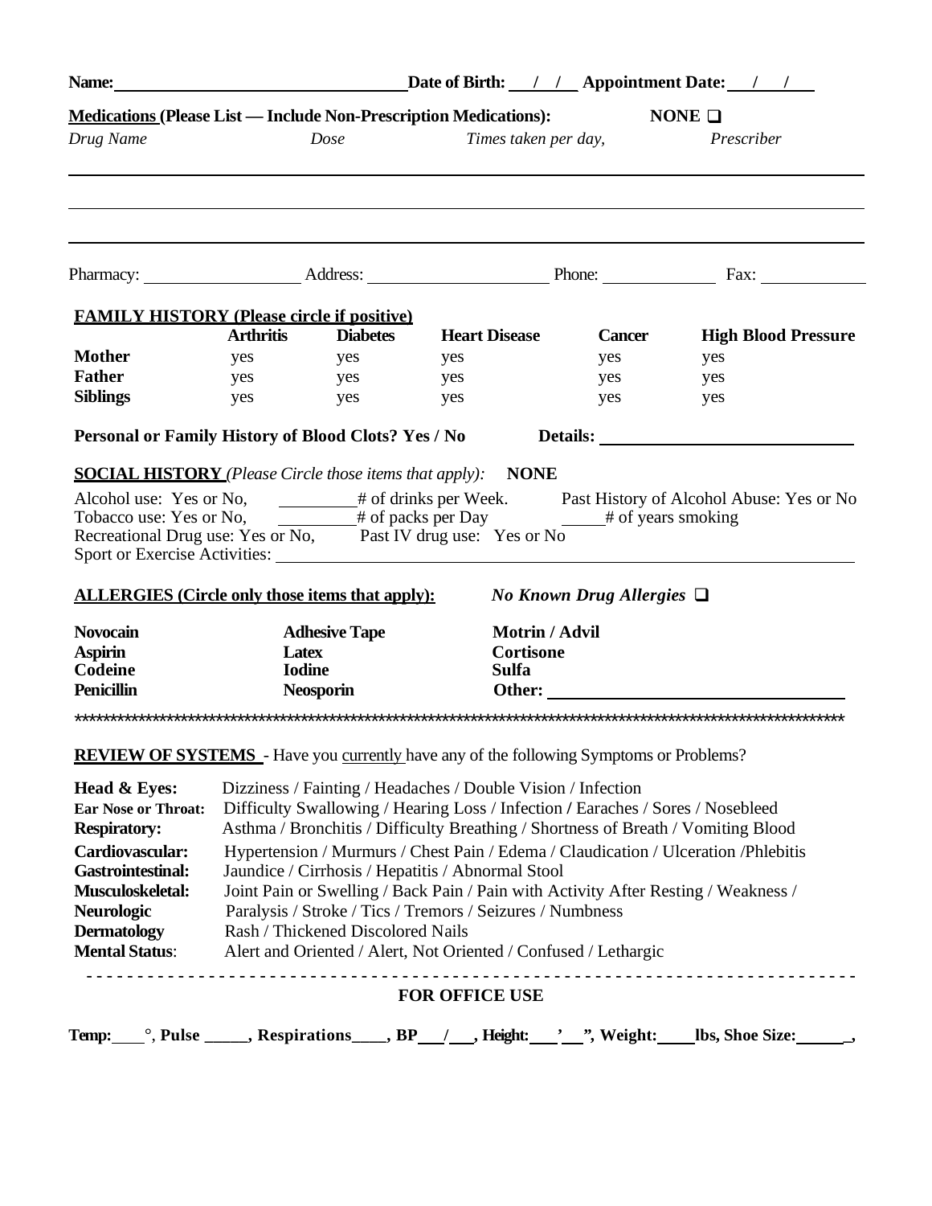**Name:** ______________________ **Date of Birth:** ___/___/___ **Appointment Date:** ___/___/___

**Medications (Please List — Include Non-Prescription Medications):** **NONE** ❑

*Drug Name* *Dose* *Times taken per day,* *Prescriber*

_______________________________________________________________________________

_______________________________________________________________________________

_______________________________________________________________________________

Pharmacy: ______________ Address: ________________ Phone: ___________ Fax: ___________

**FAMILY HISTORY (Please circle if positive)**

| | **Arthritis** | **Diabetes** | **Heart Disease** | **Cancer** | **High Blood Pressure** |
|---|---|---|---|---|---|
| **Mother** | yes | yes | yes | yes | yes |
| **Father** | yes | yes | yes | yes | yes |
| **Siblings** | yes | yes | yes | yes | yes |

**Personal or Family History of Blood Clots? Yes / No** **Details:** ______________________

**SOCIAL HISTORY** *(Please Circle those items that apply):* **NONE**

Alcohol use: Yes or No, ________# of drinks per Week. Past History of Alcohol Abuse: Yes or No

Tobacco use: Yes or No, ________# of packs per Day _____# of years smoking

Recreational Drug use: Yes or No, Past IV drug use: Yes or No

Sport or Exercise Activities: ______________________________________________

**ALLERGIES (Circle only those items that apply):** ***No Known Drug Allergies*** ❑

| | | |
|---|---|---|
| **Novocain** | **Adhesive Tape** | **Motrin / Advil** |
| **Aspirin** | **Latex** | **Cortisone** |
| **Codeine** | **Iodine** | **Sulfa** |
| **Penicillin** | **Neosporin** | **Other:** ______________ |

*******************************************************************************************************

**REVIEW OF SYSTEMS** - Have you currently have any of the following Symptoms or Problems?

**Head & Eyes:** Dizziness / Fainting / Headaches / Double Vision / Infection

**Ear Nose or Throat:** Difficulty Swallowing / Hearing Loss / Infection / Earaches / Sores / Nosebleed

**Respiratory:** Asthma / Bronchitis / Difficulty Breathing / Shortness of Breath / Vomiting Blood

**Cardiovascular:** Hypertension / Murmurs / Chest Pain / Edema / Claudication / Ulceration /Phlebitis

**Gastrointestinal:** Jaundice / Cirrhosis / Hepatitis / Abnormal Stool

**Musculoskeletal:** Joint Pain or Swelling / Back Pain / Pain with Activity After Resting / Weakness /

**Neurologic** Paralysis / Stroke / Tics / Tremors / Seizures / Numbness

**Dermatology** Rash / Thickened Discolored Nails

**Mental Status**: Alert and Oriented / Alert, Not Oriented / Confused / Lethargic

- - - - - - - - - - - - - - - - - - - - - - - - - - - - - - - - - - - - - - - - - - - - - - - - - - - -

**FOR OFFICE USE**

**Temp:**____°, **Pulse** _____, **Respirations**____, **BP**___/___, **Height:**___'___", **Weight:**____**lbs, Shoe Size:**______,